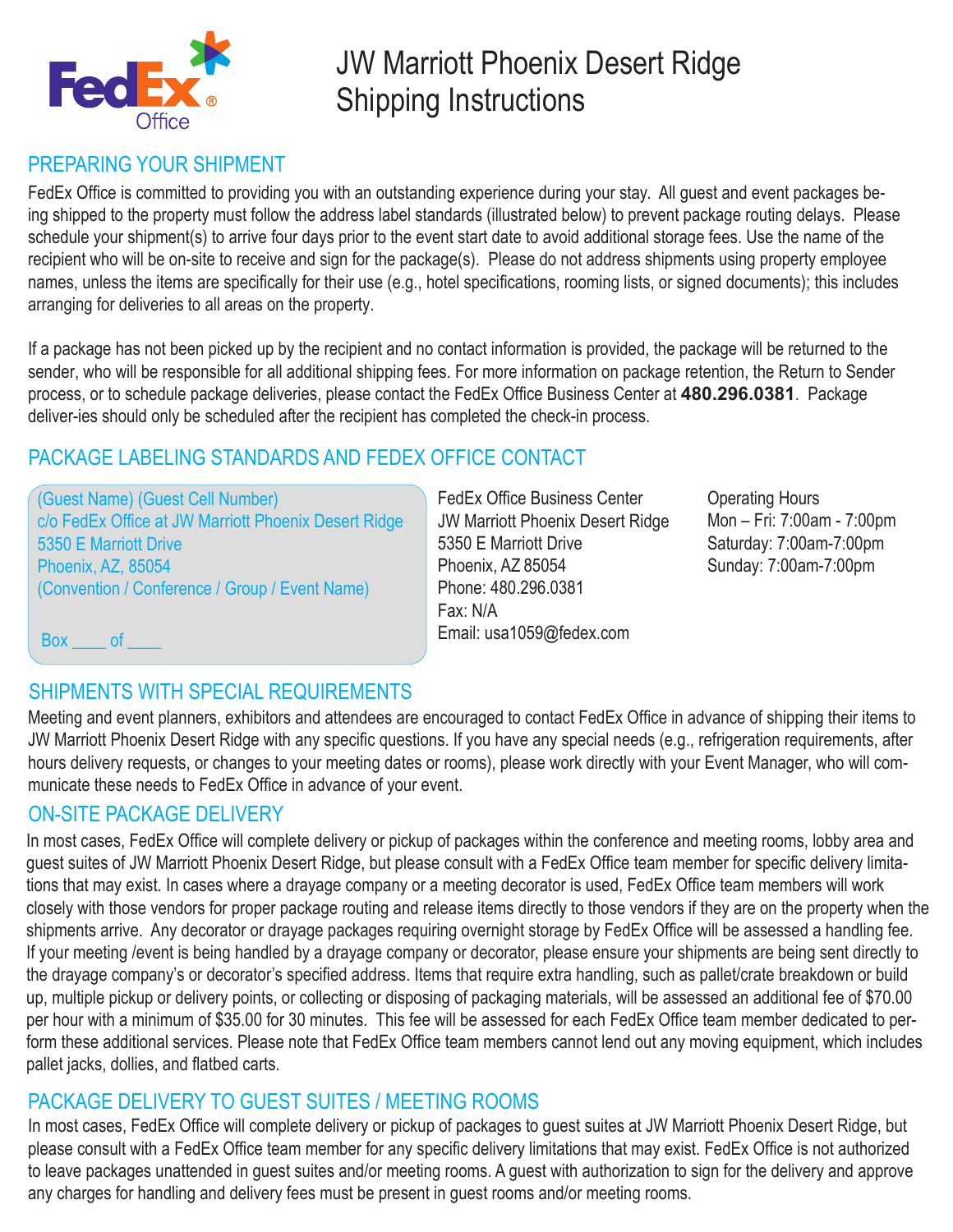FedEx Office

# JW Marriott Phoenix Desert Ridge Shipping Instructions

## PREPARING YOUR SHIPMENT

FedEx Office is committed to providing you with an outstanding experience during your stay. All guest and event packages being shipped to the property must follow the address label standards (illustrated below) to prevent package routing delays. Please schedule your shipment(s) to arrive four days prior to the event start date to avoid additional storage fees. Use the name of the recipient who will be on-site to receive and sign for the package(s). Please do not address shipments using property employee names, unless the items are specifically for their use (e.g., hotel specifications, rooming lists, or signed documents); this includes arranging for deliveries to all areas on the property.

If a package has not been picked up by the recipient and no contact information is provided, the package will be returned to the sender, who will be responsible for all additional shipping fees. For more information on package retention, the Return to Sender process, or to schedule package deliveries, please contact the FedEx Office Business Center at **480.296.0381**. Package deliver-ies should only be scheduled after the recipient has completed the check-in process.

## PACKAGE LABELING STANDARDS AND FEDEX OFFICE CONTACT

(Guest Name) (Guest Cell Number)
c/o FedEx Office at JW Marriott Phoenix Desert Ridge
5350 E Marriott Drive
Phoenix, AZ, 85054
(Convention / Conference / Group / Event Name)

Box ____ of ____

FedEx Office Business Center
JW Marriott Phoenix Desert Ridge
5350 E Marriott Drive
Phoenix, AZ 85054
Phone: 480.296.0381
Fax: N/A
Email: usa1059@fedex.com

Operating Hours
Mon – Fri: 7:00am - 7:00pm
Saturday: 7:00am-7:00pm
Sunday: 7:00am-7:00pm

## SHIPMENTS WITH SPECIAL REQUIREMENTS

Meeting and event planners, exhibitors and attendees are encouraged to contact FedEx Office in advance of shipping their items to JW Marriott Phoenix Desert Ridge with any specific questions. If you have any special needs (e.g., refrigeration requirements, after hours delivery requests, or changes to your meeting dates or rooms), please work directly with your Event Manager, who will communicate these needs to FedEx Office in advance of your event.

## ON-SITE PACKAGE DELIVERY

In most cases, FedEx Office will complete delivery or pickup of packages within the conference and meeting rooms, lobby area and guest suites of JW Marriott Phoenix Desert Ridge, but please consult with a FedEx Office team member for specific delivery limitations that may exist. In cases where a drayage company or a meeting decorator is used, FedEx Office team members will work closely with those vendors for proper package routing and release items directly to those vendors if they are on the property when the shipments arrive. Any decorator or drayage packages requiring overnight storage by FedEx Office will be assessed a handling fee. If your meeting /event is being handled by a drayage company or decorator, please ensure your shipments are being sent directly to the drayage company's or decorator's specified address. Items that require extra handling, such as pallet/crate breakdown or build up, multiple pickup or delivery points, or collecting or disposing of packaging materials, will be assessed an additional fee of $70.00 per hour with a minimum of $35.00 for 30 minutes. This fee will be assessed for each FedEx Office team member dedicated to perform these additional services. Please note that FedEx Office team members cannot lend out any moving equipment, which includes pallet jacks, dollies, and flatbed carts.

## PACKAGE DELIVERY TO GUEST SUITES / MEETING ROOMS

In most cases, FedEx Office will complete delivery or pickup of packages to guest suites at JW Marriott Phoenix Desert Ridge, but please consult with a FedEx Office team member for any specific delivery limitations that may exist. FedEx Office is not authorized to leave packages unattended in guest suites and/or meeting rooms. A guest with authorization to sign for the delivery and approve any charges for handling and delivery fees must be present in guest rooms and/or meeting rooms.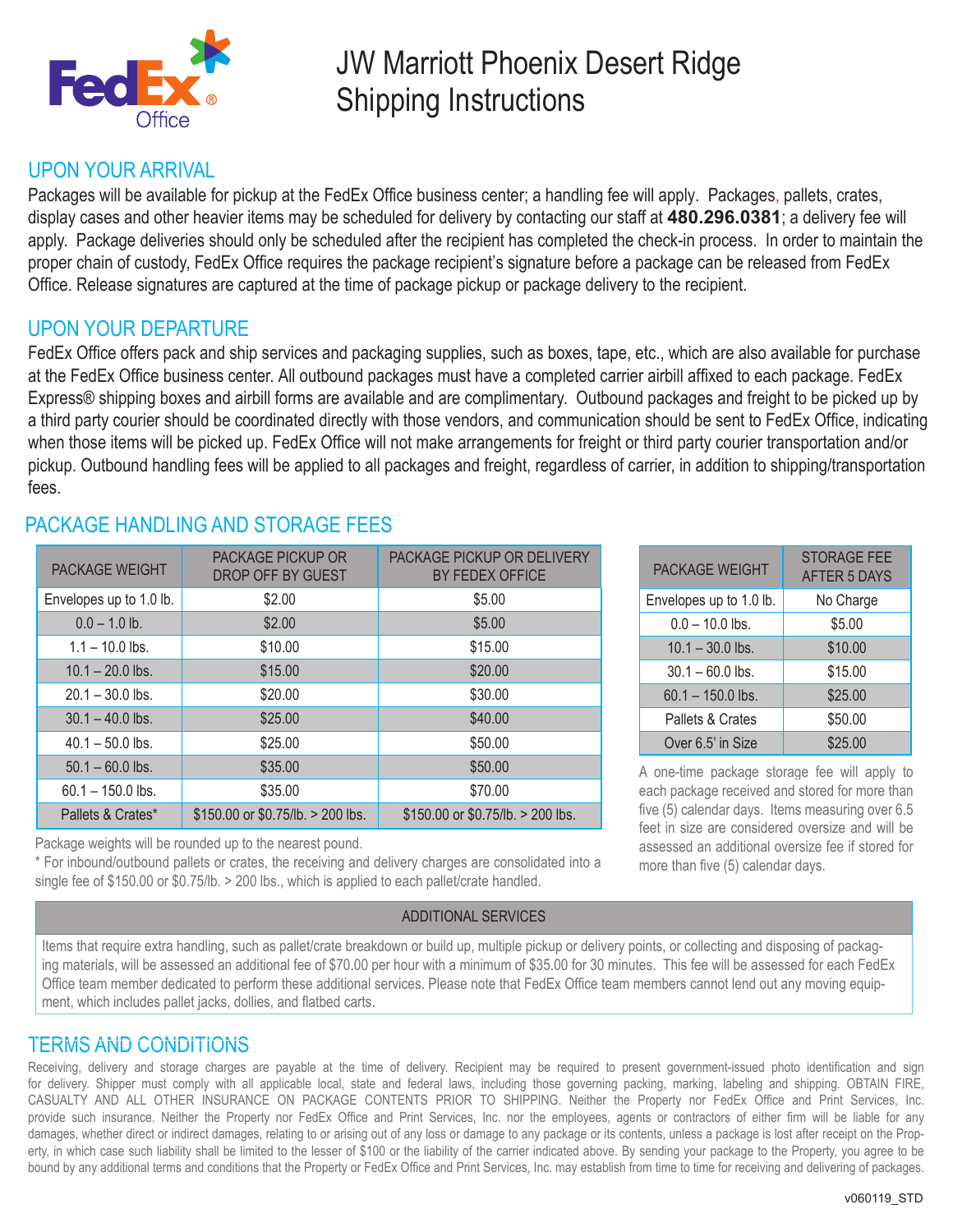# JW Marriott Phoenix Desert Ridge Shipping Instructions

## UPON YOUR ARRIVAL

Packages will be available for pickup at the FedEx Office business center; a handling fee will apply. Packages, pallets, crates, display cases and other heavier items may be scheduled for delivery by contacting our staff at **480.296.0381**; a delivery fee will apply. Package deliveries should only be scheduled after the recipient has completed the check-in process. In order to maintain the proper chain of custody, FedEx Office requires the package recipient's signature before a package can be released from FedEx Office. Release signatures are captured at the time of package pickup or package delivery to the recipient.

## UPON YOUR DEPARTURE

FedEx Office offers pack and ship services and packaging supplies, such as boxes, tape, etc., which are also available for purchase at the FedEx Office business center. All outbound packages must have a completed carrier airbill affixed to each package. FedEx Express® shipping boxes and airbill forms are available and are complimentary. Outbound packages and freight to be picked up by a third party courier should be coordinated directly with those vendors, and communication should be sent to FedEx Office, indicating when those items will be picked up. FedEx Office will not make arrangements for freight or third party courier transportation and/or pickup. Outbound handling fees will be applied to all packages and freight, regardless of carrier, in addition to shipping/transportation fees.

## PACKAGE HANDLING AND STORAGE FEES

| PACKAGE WEIGHT | PACKAGE PICKUP OR DROP OFF BY GUEST | PACKAGE PICKUP OR DELIVERY BY FEDEX OFFICE |
|---|---|---|
| Envelopes up to 1.0 lb. | $2.00 | $5.00 |
| 0.0 – 1.0 lb. | $2.00 | $5.00 |
| 1.1 – 10.0 lbs. | $10.00 | $15.00 |
| 10.1 – 20.0 lbs. | $15.00 | $20.00 |
| 20.1 – 30.0 lbs. | $20.00 | $30.00 |
| 30.1 – 40.0 lbs. | $25.00 | $40.00 |
| 40.1 – 50.0 lbs. | $25.00 | $50.00 |
| 50.1 – 60.0 lbs. | $35.00 | $50.00 |
| 60.1 – 150.0 lbs. | $35.00 | $70.00 |
| Pallets & Crates* | $150.00 or $0.75/lb. > 200 lbs. | $150.00 or $0.75/lb. > 200 lbs. |

Package weights will be rounded up to the nearest pound.

* For inbound/outbound pallets or crates, the receiving and delivery charges are consolidated into a single fee of $150.00 or $0.75/lb. > 200 lbs., which is applied to each pallet/crate handled.

| PACKAGE WEIGHT | STORAGE FEE AFTER 5 DAYS |
|---|---|
| Envelopes up to 1.0 lb. | No Charge |
| 0.0 – 10.0 lbs. | $5.00 |
| 10.1 – 30.0 lbs. | $10.00 |
| 30.1 – 60.0 lbs. | $15.00 |
| 60.1 – 150.0 lbs. | $25.00 |
| Pallets & Crates | $50.00 |
| Over 6.5' in Size | $25.00 |

A one-time package storage fee will apply to each package received and stored for more than five (5) calendar days. Items measuring over 6.5 feet in size are considered oversize and will be assessed an additional oversize fee if stored for more than five (5) calendar days.

### ADDITIONAL SERVICES

Items that require extra handling, such as pallet/crate breakdown or build up, multiple pickup or delivery points, or collecting and disposing of packaging materials, will be assessed an additional fee of $70.00 per hour with a minimum of $35.00 for 30 minutes. This fee will be assessed for each FedEx Office team member dedicated to perform these additional services. Please note that FedEx Office team members cannot lend out any moving equipment, which includes pallet jacks, dollies, and flatbed carts.

## TERMS AND CONDITIONS

Receiving, delivery and storage charges are payable at the time of delivery. Recipient may be required to present government-issued photo identification and sign for delivery. Shipper must comply with all applicable local, state and federal laws, including those governing packing, marking, labeling and shipping. OBTAIN FIRE, CASUALTY AND ALL OTHER INSURANCE ON PACKAGE CONTENTS PRIOR TO SHIPPING. Neither the Property nor FedEx Office and Print Services, Inc. provide such insurance. Neither the Property nor FedEx Office and Print Services, Inc. nor the employees, agents or contractors of either firm will be liable for any damages, whether direct or indirect damages, relating to or arising out of any loss or damage to any package or its contents, unless a package is lost after receipt on the Property, in which case such liability shall be limited to the lesser of $100 or the liability of the carrier indicated above. By sending your package to the Property, you agree to be bound by any additional terms and conditions that the Property or FedEx Office and Print Services, Inc. may establish from time to time for receiving and delivering of packages.

v060119_STD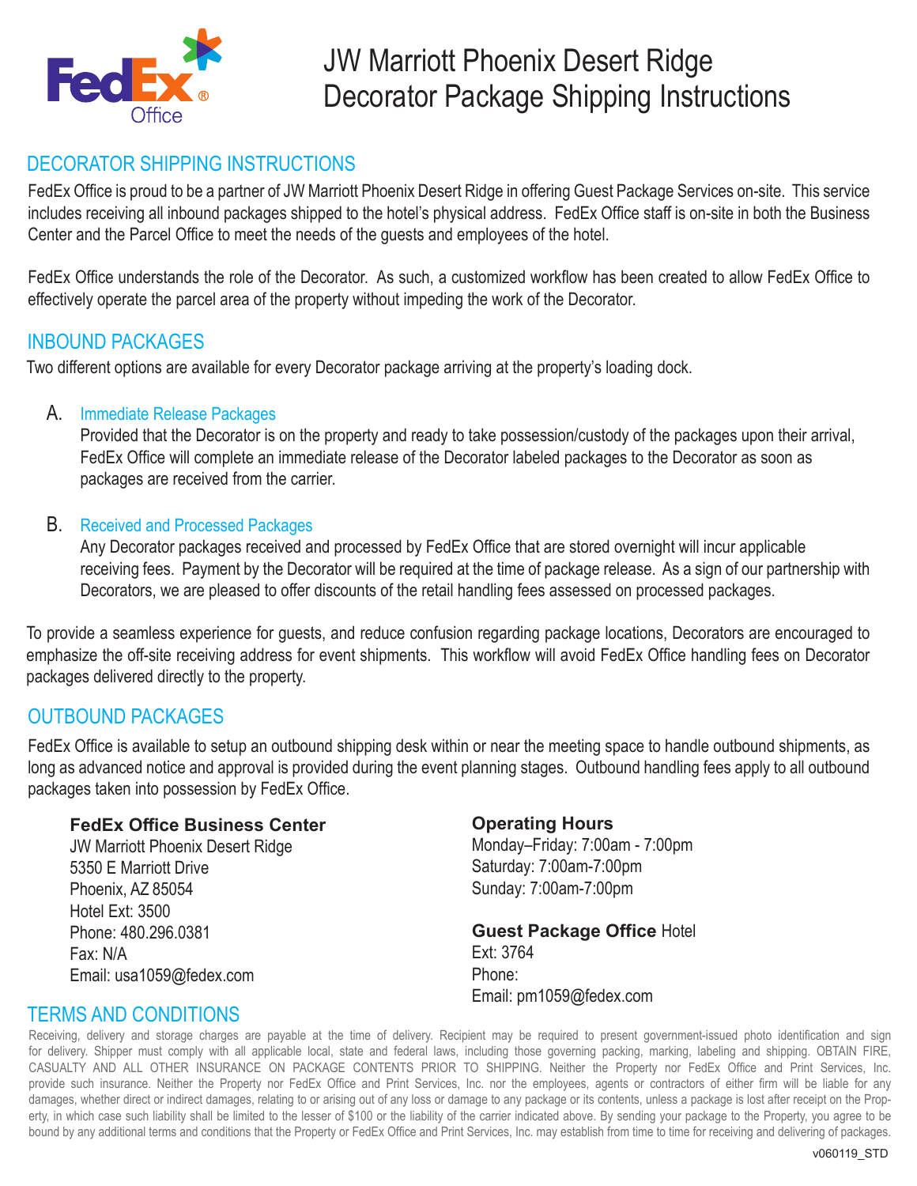# JW Marriott Phoenix Desert Ridge Decorator Package Shipping Instructions

## DECORATOR SHIPPING INSTRUCTIONS

FedEx Office is proud to be a partner of JW Marriott Phoenix Desert Ridge in offering Guest Package Services on-site. This service includes receiving all inbound packages shipped to the hotel's physical address. FedEx Office staff is on-site in both the Business Center and the Parcel Office to meet the needs of the guests and employees of the hotel.

FedEx Office understands the role of the Decorator. As such, a customized workflow has been created to allow FedEx Office to effectively operate the parcel area of the property without impeding the work of the Decorator.

## INBOUND PACKAGES

Two different options are available for every Decorator package arriving at the property's loading dock.

A. **Immediate Release Packages**
Provided that the Decorator is on the property and ready to take possession/custody of the packages upon their arrival, FedEx Office will complete an immediate release of the Decorator labeled packages to the Decorator as soon as packages are received from the carrier.

B. **Received and Processed Packages**
Any Decorator packages received and processed by FedEx Office that are stored overnight will incur applicable receiving fees. Payment by the Decorator will be required at the time of package release. As a sign of our partnership with Decorators, we are pleased to offer discounts of the retail handling fees assessed on processed packages.

To provide a seamless experience for guests, and reduce confusion regarding package locations, Decorators are encouraged to emphasize the off-site receiving address for event shipments. This workflow will avoid FedEx Office handling fees on Decorator packages delivered directly to the property.

## OUTBOUND PACKAGES

FedEx Office is available to setup an outbound shipping desk within or near the meeting space to handle outbound shipments, as long as advanced notice and approval is provided during the event planning stages. Outbound handling fees apply to all outbound packages taken into possession by FedEx Office.

**FedEx Office Business Center**
JW Marriott Phoenix Desert Ridge
5350 E Marriott Drive
Phoenix, AZ 85054
Hotel Ext: 3500
Phone: 480.296.0381
Fax: N/A
Email: usa1059@fedex.com

**Operating Hours**
Monday–Friday: 7:00am - 7:00pm
Saturday: 7:00am-7:00pm
Sunday: 7:00am-7:00pm

**Guest Package Office** Hotel
Ext: 3764
Phone:
Email: pm1059@fedex.com

## TERMS AND CONDITIONS

Receiving, delivery and storage charges are payable at the time of delivery. Recipient may be required to present government-issued photo identification and sign for delivery. Shipper must comply with all applicable local, state and federal laws, including those governing packing, marking, labeling and shipping. OBTAIN FIRE, CASUALTY AND ALL OTHER INSURANCE ON PACKAGE CONTENTS PRIOR TO SHIPPING. Neither the Property nor FedEx Office and Print Services, Inc. provide such insurance. Neither the Property nor FedEx Office and Print Services, Inc. nor the employees, agents or contractors of either firm will be liable for any damages, whether direct or indirect damages, relating to or arising out of any loss or damage to any package or its contents, unless a package is lost after receipt on the Property, in which case such liability shall be limited to the lesser of $100 or the liability of the carrier indicated above. By sending your package to the Property, you agree to be bound by any additional terms and conditions that the Property or FedEx Office and Print Services, Inc. may establish from time to time for receiving and delivering of packages.

v060119_STD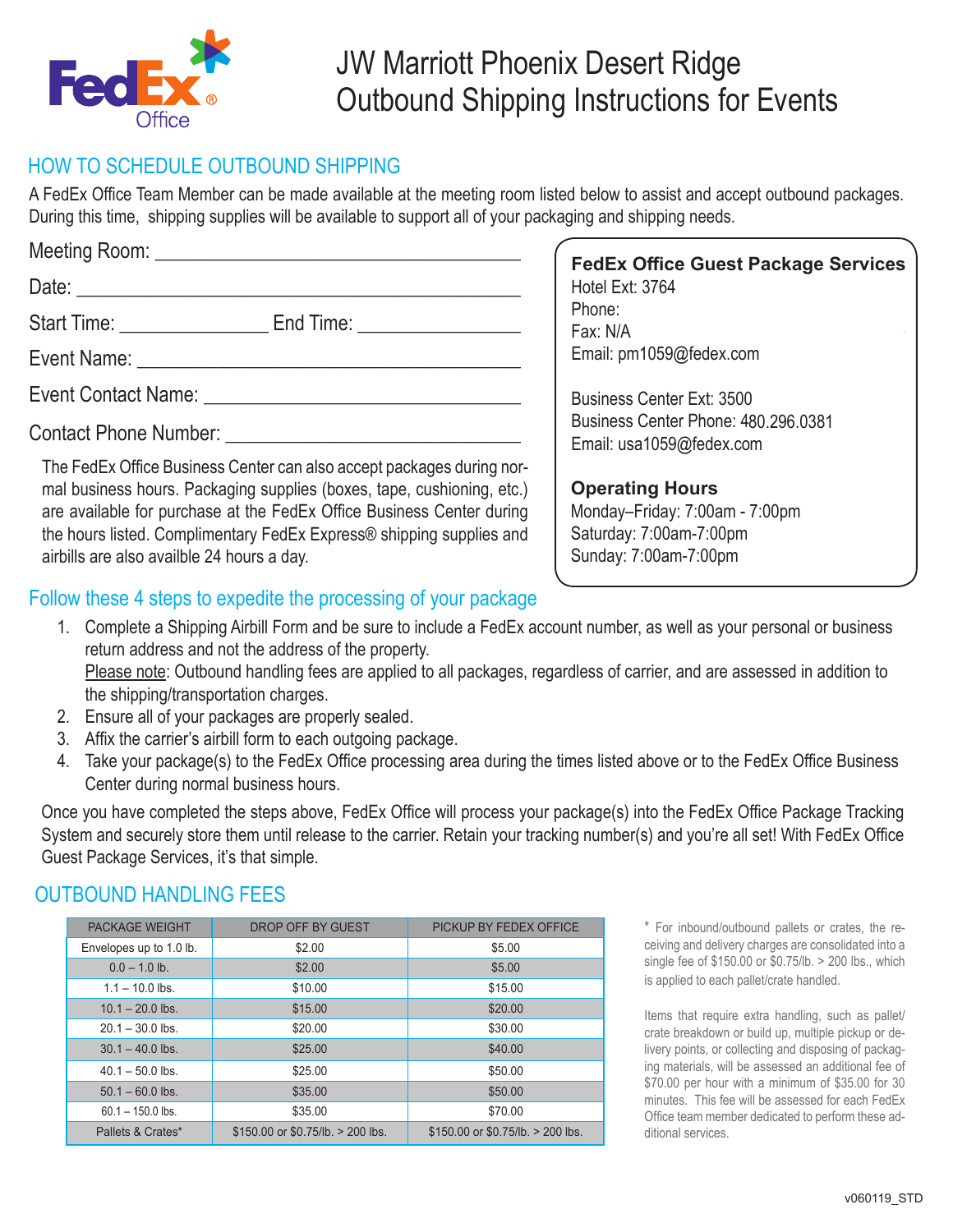FedEx Office

# JW Marriott Phoenix Desert Ridge Outbound Shipping Instructions for Events

## HOW TO SCHEDULE OUTBOUND SHIPPING

A FedEx Office Team Member can be made available at the meeting room listed below to assist and accept outbound packages. During this time, shipping supplies will be available to support all of your packaging and shipping needs.

Meeting Room: ___________________________________

Date: ___________________________________

Start Time: _______________ End Time: _______________

Event Name: ___________________________________

Event Contact Name: ___________________________________

Contact Phone Number: ___________________________________

The FedEx Office Business Center can also accept packages during normal business hours. Packaging supplies (boxes, tape, cushioning, etc.) are available for purchase at the FedEx Office Business Center during the hours listed. Complimentary FedEx Express® shipping supplies and airbills are also availble 24 hours a day.

**FedEx Office Guest Package Services**
Hotel Ext: 3764
Phone:
Fax: N/A
Email: pm1059@fedex.com

Business Center Ext: 3500
Business Center Phone: 480.296.0381
Email: usa1059@fedex.com

**Operating Hours**
Monday–Friday: 7:00am - 7:00pm
Saturday: 7:00am-7:00pm
Sunday: 7:00am-7:00pm

## Follow these 4 steps to expedite the processing of your package

1. Complete a Shipping Airbill Form and be sure to include a FedEx account number, as well as your personal or business return address and not the address of the property.
   Please note: Outbound handling fees are applied to all packages, regardless of carrier, and are assessed in addition to the shipping/transportation charges.
2. Ensure all of your packages are properly sealed.
3. Affix the carrier's airbill form to each outgoing package.
4. Take your package(s) to the FedEx Office processing area during the times listed above or to the FedEx Office Business Center during normal business hours.

Once you have completed the steps above, FedEx Office will process your package(s) into the FedEx Office Package Tracking System and securely store them until release to the carrier. Retain your tracking number(s) and you're all set! With FedEx Office Guest Package Services, it's that simple.

## OUTBOUND HANDLING FEES

| PACKAGE WEIGHT | DROP OFF BY GUEST | PICKUP BY FEDEX OFFICE |
|---|---|---|
| Envelopes up to 1.0 lb. | $2.00 | $5.00 |
| 0.0 – 1.0 lb. | $2.00 | $5.00 |
| 1.1 – 10.0 lbs. | $10.00 | $15.00 |
| 10.1 – 20.0 lbs. | $15.00 | $20.00 |
| 20.1 – 30.0 lbs. | $20.00 | $30.00 |
| 30.1 – 40.0 lbs. | $25.00 | $40.00 |
| 40.1 – 50.0 lbs. | $25.00 | $50.00 |
| 50.1 – 60.0 lbs. | $35.00 | $50.00 |
| 60.1 – 150.0 lbs. | $35.00 | $70.00 |
| Pallets & Crates* | $150.00 or $0.75/lb. > 200 lbs. | $150.00 or $0.75/lb. > 200 lbs. |

* For inbound/outbound pallets or crates, the receiving and delivery charges are consolidated into a single fee of $150.00 or $0.75/lb. > 200 lbs., which is applied to each pallet/crate handled.

Items that require extra handling, such as pallet/crate breakdown or build up, multiple pickup or delivery points, or collecting and disposing of packaging materials, will be assessed an additional fee of $70.00 per hour with a minimum of $35.00 for 30 minutes. This fee will be assessed for each FedEx Office team member dedicated to perform these additional services.

v060119_STD